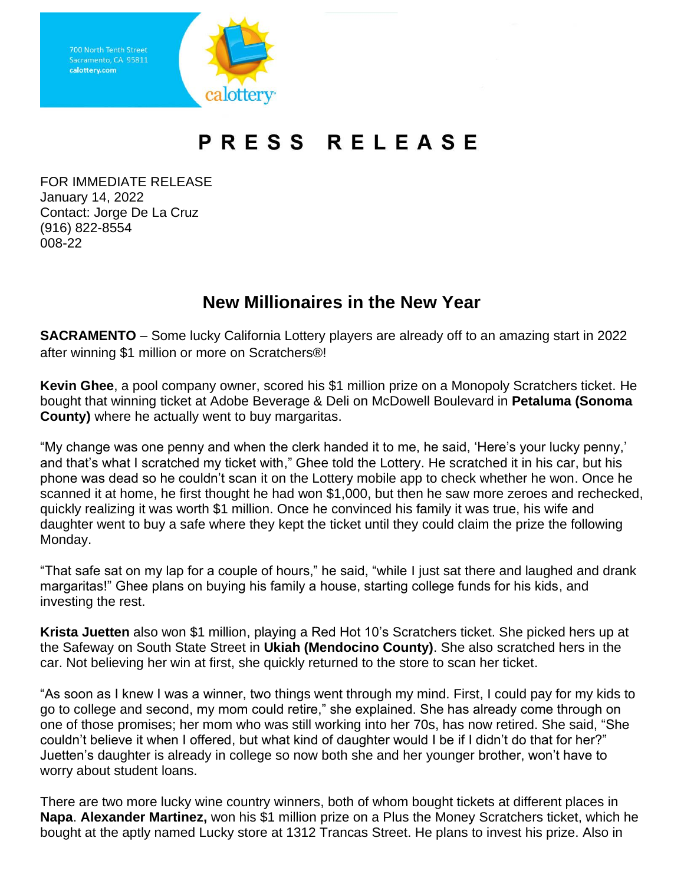700 North Tenth Street
Sacramento, CA 95811
**calottery.com**

calottery

# PRESS RELEASE

FOR IMMEDIATE RELEASE
January 14, 2022
Contact: Jorge De La Cruz
(916) 822-8554
008-22

## New Millionaires in the New Year

**SACRAMENTO** – Some lucky California Lottery players are already off to an amazing start in 2022 after winning $1 million or more on Scratchers®!

**Kevin Ghee**, a pool company owner, scored his $1 million prize on a Monopoly Scratchers ticket. He bought that winning ticket at Adobe Beverage & Deli on McDowell Boulevard in **Petaluma (Sonoma County)** where he actually went to buy margaritas.

"My change was one penny and when the clerk handed it to me, he said, 'Here's your lucky penny,' and that's what I scratched my ticket with," Ghee told the Lottery. He scratched it in his car, but his phone was dead so he couldn't scan it on the Lottery mobile app to check whether he won. Once he scanned it at home, he first thought he had won $1,000, but then he saw more zeroes and rechecked, quickly realizing it was worth $1 million. Once he convinced his family it was true, his wife and daughter went to buy a safe where they kept the ticket until they could claim the prize the following Monday.

"That safe sat on my lap for a couple of hours," he said, "while I just sat there and laughed and drank margaritas!" Ghee plans on buying his family a house, starting college funds for his kids, and investing the rest.

**Krista Juetten** also won $1 million, playing a Red Hot 10's Scratchers ticket. She picked hers up at the Safeway on South State Street in **Ukiah (Mendocino County)**. She also scratched hers in the car. Not believing her win at first, she quickly returned to the store to scan her ticket.

"As soon as I knew I was a winner, two things went through my mind. First, I could pay for my kids to go to college and second, my mom could retire," she explained. She has already come through on one of those promises; her mom who was still working into her 70s, has now retired. She said, "She couldn't believe it when I offered, but what kind of daughter would I be if I didn't do that for her?" Juetten's daughter is already in college so now both she and her younger brother, won't have to worry about student loans.

There are two more lucky wine country winners, both of whom bought tickets at different places in **Napa**. **Alexander Martinez,** won his $1 million prize on a Plus the Money Scratchers ticket, which he bought at the aptly named Lucky store at 1312 Trancas Street. He plans to invest his prize. Also in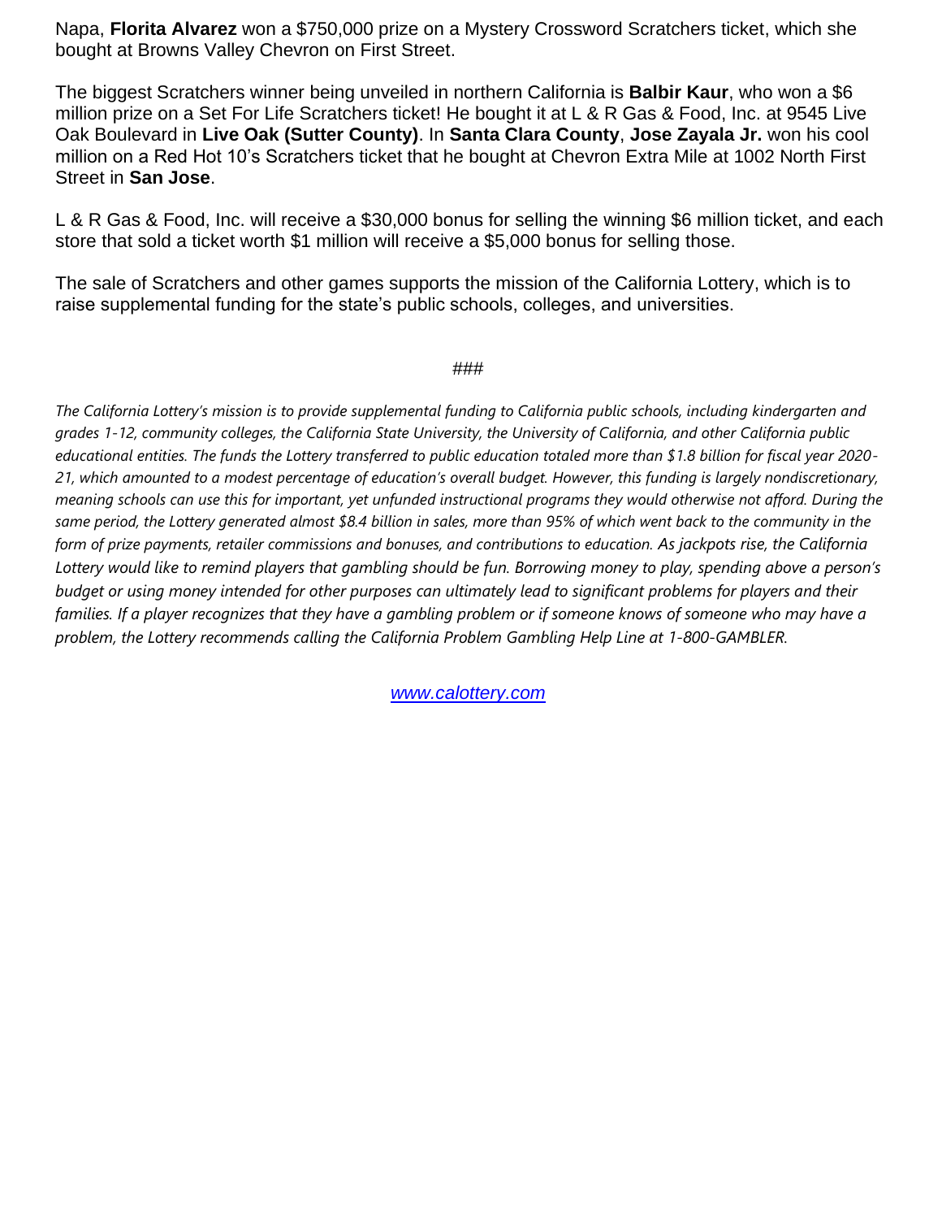Napa, **Florita Alvarez** won a $750,000 prize on a Mystery Crossword Scratchers ticket, which she bought at Browns Valley Chevron on First Street.

The biggest Scratchers winner being unveiled in northern California is **Balbir Kaur**, who won a $6 million prize on a Set For Life Scratchers ticket! He bought it at L & R Gas & Food, Inc. at 9545 Live Oak Boulevard in **Live Oak (Sutter County)**. In **Santa Clara County**, **Jose Zayala Jr.** won his cool million on a Red Hot 10's Scratchers ticket that he bought at Chevron Extra Mile at 1002 North First Street in **San Jose**.

L & R Gas & Food, Inc. will receive a $30,000 bonus for selling the winning $6 million ticket, and each store that sold a ticket worth $1 million will receive a $5,000 bonus for selling those.

The sale of Scratchers and other games supports the mission of the California Lottery, which is to raise supplemental funding for the state's public schools, colleges, and universities.

###

*The California Lottery's mission is to provide supplemental funding to California public schools, including kindergarten and grades 1-12, community colleges, the California State University, the University of California, and other California public educational entities. The funds the Lottery transferred to public education totaled more than $1.8 billion for fiscal year 2020-21, which amounted to a modest percentage of education's overall budget. However, this funding is largely nondiscretionary, meaning schools can use this for important, yet unfunded instructional programs they would otherwise not afford. During the same period, the Lottery generated almost $8.4 billion in sales, more than 95% of which went back to the community in the form of prize payments, retailer commissions and bonuses, and contributions to education. As jackpots rise, the California Lottery would like to remind players that gambling should be fun. Borrowing money to play, spending above a person's budget or using money intended for other purposes can ultimately lead to significant problems for players and their families. If a player recognizes that they have a gambling problem or if someone knows of someone who may have a problem, the Lottery recommends calling the California Problem Gambling Help Line at 1-800-GAMBLER.*

www.calottery.com